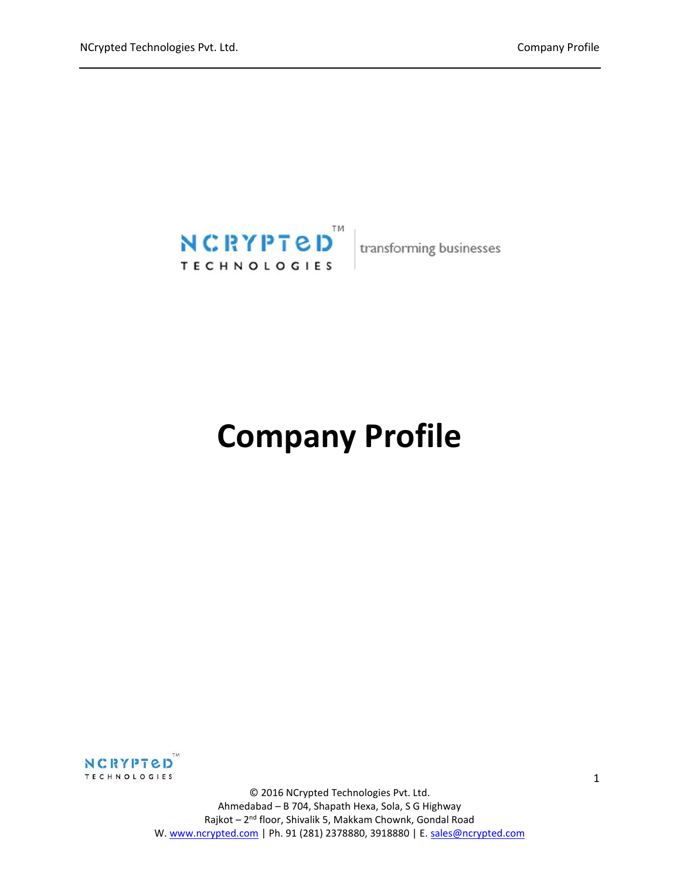NCRYPTED TECHNOLOGIES | transforming businesses

# Company Profile

© 2016 NCrypted Technologies Pvt. Ltd.
Ahmedabad – B 704, Shapath Hexa, Sola, S G Highway
Rajkot – 2nd floor, Shivalik 5, Makkam Chownk, Gondal Road
W. www.ncrypted.com | Ph. 91 (281) 2378880, 3918880 | E. sales@ncrypted.com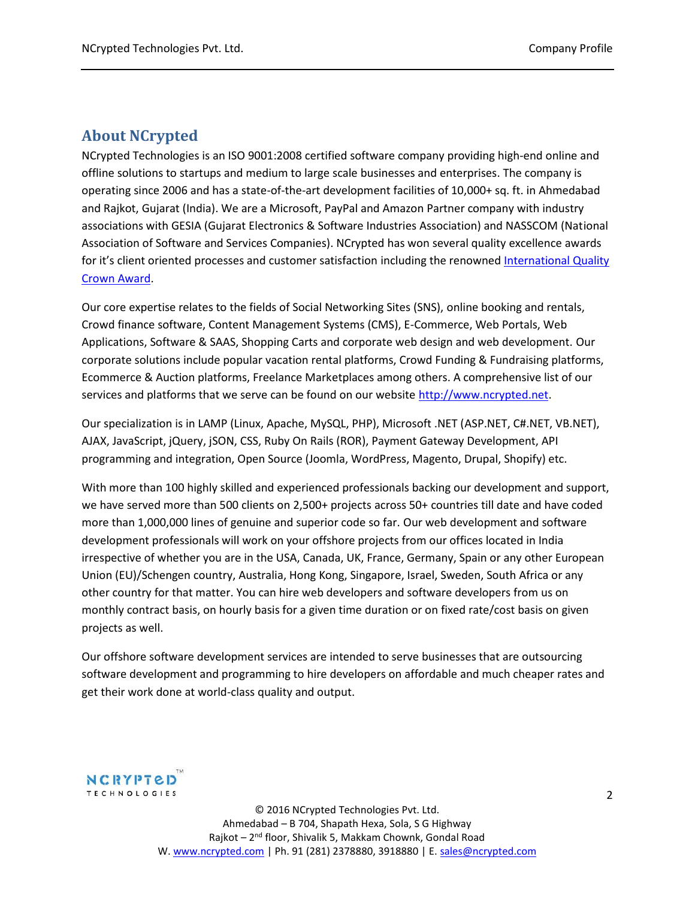## About NCrypted

NCrypted Technologies is an ISO 9001:2008 certified software company providing high-end online and offline solutions to startups and medium to large scale businesses and enterprises. The company is operating since 2006 and has a state-of-the-art development facilities of 10,000+ sq. ft. in Ahmedabad and Rajkot, Gujarat (India). We are a Microsoft, PayPal and Amazon Partner company with industry associations with GESIA (Gujarat Electronics & Software Industries Association) and NASSCOM (National Association of Software and Services Companies). NCrypted has won several quality excellence awards for it's client oriented processes and customer satisfaction including the renowned International Quality Crown Award.

Our core expertise relates to the fields of Social Networking Sites (SNS), online booking and rentals, Crowd finance software, Content Management Systems (CMS), E-Commerce, Web Portals, Web Applications, Software & SAAS, Shopping Carts and corporate web design and web development. Our corporate solutions include popular vacation rental platforms, Crowd Funding & Fundraising platforms, Ecommerce & Auction platforms, Freelance Marketplaces among others. A comprehensive list of our services and platforms that we serve can be found on our website http://www.ncrypted.net.

Our specialization is in LAMP (Linux, Apache, MySQL, PHP), Microsoft .NET (ASP.NET, C#.NET, VB.NET), AJAX, JavaScript, jQuery, jSON, CSS, Ruby On Rails (ROR), Payment Gateway Development, API programming and integration, Open Source (Joomla, WordPress, Magento, Drupal, Shopify) etc.

With more than 100 highly skilled and experienced professionals backing our development and support, we have served more than 500 clients on 2,500+ projects across 50+ countries till date and have coded more than 1,000,000 lines of genuine and superior code so far. Our web development and software development professionals will work on your offshore projects from our offices located in India irrespective of whether you are in the USA, Canada, UK, France, Germany, Spain or any other European Union (EU)/Schengen country, Australia, Hong Kong, Singapore, Israel, Sweden, South Africa or any other country for that matter. You can hire web developers and software developers from us on monthly contract basis, on hourly basis for a given time duration or on fixed rate/cost basis on given projects as well.

Our offshore software development services are intended to serve businesses that are outsourcing software development and programming to hire developers on affordable and much cheaper rates and get their work done at world-class quality and output.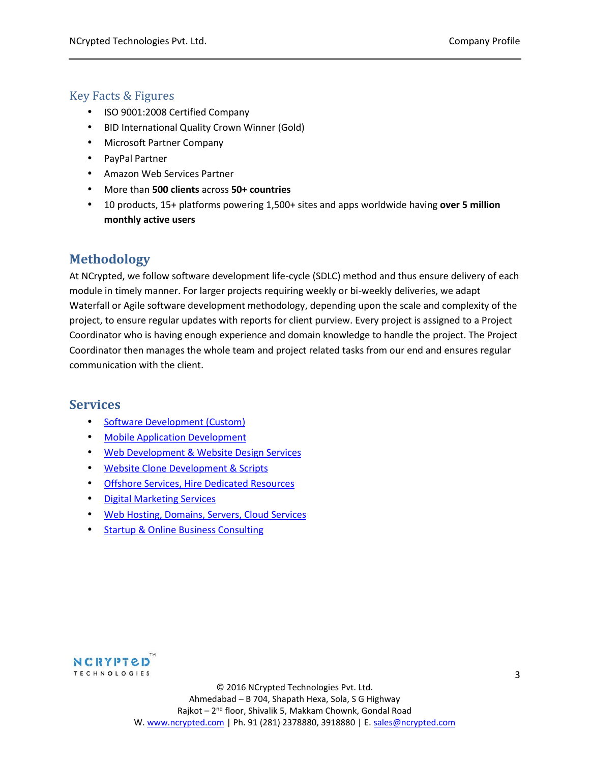## Key Facts & Figures

- ISO 9001:2008 Certified Company
- BID International Quality Crown Winner (Gold)
- Microsoft Partner Company
- PayPal Partner
- Amazon Web Services Partner
- More than **500 clients** across **50+ countries**
- 10 products, 15+ platforms powering 1,500+ sites and apps worldwide having **over 5 million monthly active users**

## Methodology

At NCrypted, we follow software development life-cycle (SDLC) method and thus ensure delivery of each module in timely manner. For larger projects requiring weekly or bi-weekly deliveries, we adapt Waterfall or Agile software development methodology, depending upon the scale and complexity of the project, to ensure regular updates with reports for client purview. Every project is assigned to a Project Coordinator who is having enough experience and domain knowledge to handle the project. The Project Coordinator then manages the whole team and project related tasks from our end and ensures regular communication with the client.

## Services

- Software Development (Custom)
- Mobile Application Development
- Web Development & Website Design Services
- Website Clone Development & Scripts
- Offshore Services, Hire Dedicated Resources
- Digital Marketing Services
- Web Hosting, Domains, Servers, Cloud Services
- Startup & Online Business Consulting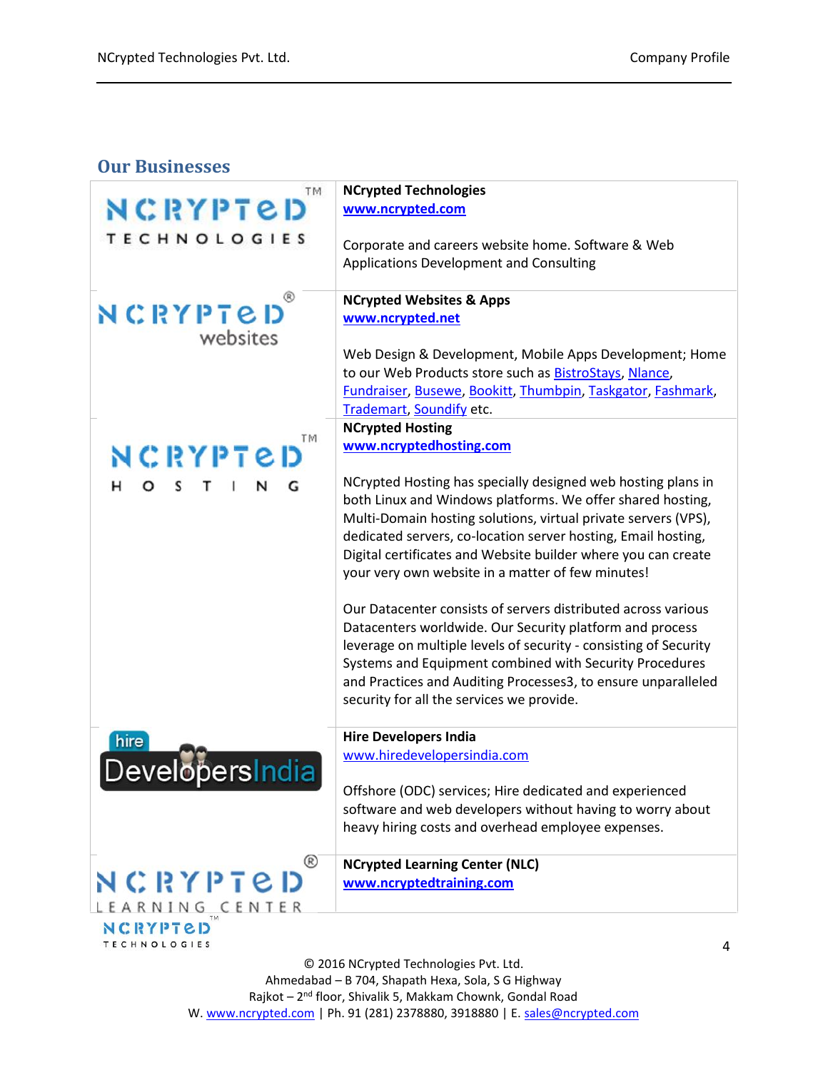## Our Businesses

| | |
|---|---|
| NCRYPTeD™ TECHNOLOGIES | **NCrypted Technologies**<br>**www.ncrypted.com**<br><br>Corporate and careers website home. Software & Web Applications Development and Consulting |
| NCRYPTeD® websites | **NCrypted Websites & Apps**<br>**www.ncrypted.net**<br><br>Web Design & Development, Mobile Apps Development; Home to our Web Products store such as BistroStays, Nlance, Fundraiser, Busewe, Bookitt, Thumbpin, Taskgator, Fashmark, Trademart, Soundify etc. |
| NCRYPTeD™ HOSTING | **NCrypted Hosting**<br>**www.ncryptedhosting.com**<br><br>NCrypted Hosting has specially designed web hosting plans in both Linux and Windows platforms. We offer shared hosting, Multi-Domain hosting solutions, virtual private servers (VPS), dedicated servers, co-location server hosting, Email hosting, Digital certificates and Website builder where you can create your very own website in a matter of few minutes!<br><br>Our Datacenter consists of servers distributed across various Datacenters worldwide. Our Security platform and process leverage on multiple levels of security - consisting of Security Systems and Equipment combined with Security Procedures and Practices and Auditing Processes3, to ensure unparalleled security for all the services we provide. |
| hire DevelopersIndia | **Hire Developers India**<br>www.hiredevelopersindia.com<br><br>Offshore (ODC) services; Hire dedicated and experienced software and web developers without having to worry about heavy hiring costs and overhead employee expenses. |
| NCRYPTeD® LEARNING CENTER | **NCrypted Learning Center (NLC)**<br>**www.ncryptedtraining.com** |

© 2016 NCrypted Technologies Pvt. Ltd.
Ahmedabad – B 704, Shapath Hexa, Sola, S G Highway
Rajkot – 2nd floor, Shivalik 5, Makkam Chownk, Gondal Road
W. www.ncrypted.com | Ph. 91 (281) 2378880, 3918880 | E. sales@ncrypted.com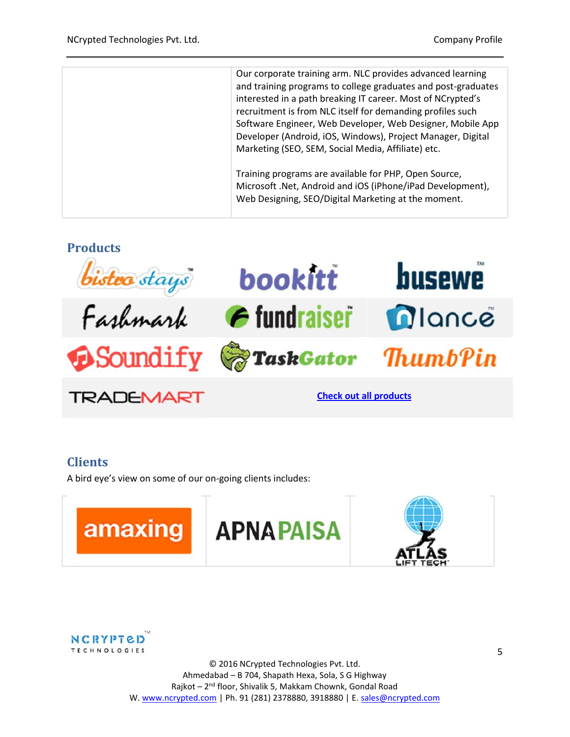| | Our corporate training arm. NLC provides advanced learning and training programs to college graduates and post-graduates interested in a path breaking IT career. Most of NCrypted's recruitment is from NLC itself for demanding profiles such Software Engineer, Web Developer, Web Designer, Mobile App Developer (Android, iOS, Windows), Project Manager, Digital Marketing (SEO, SEM, Social Media, Affiliate) etc.<br><br>Training programs are available for PHP, Open Source, Microsoft .Net, Android and iOS (iPhone/iPad Development), Web Designing, SEO/Digital Marketing at the moment. |
|---|---|

## Products

| | | |
|---|---|---|
| bistro stays™ | bookitt™ | busewe™ |
| Fashmark | fundraiser™ | nlance™ |
| Soundify | TaskGator | ThumbPin |
| TRADEMART | Check out all products | |

## Clients

A bird eye's view on some of our on-going clients includes:

| | | |
|---|---|---|
| amaxing | APNA PAISA | ATLAS LIFT TECH |

© 2016 NCrypted Technologies Pvt. Ltd.
Ahmedabad – B 704, Shapath Hexa, Sola, S G Highway
Rajkot – 2nd floor, Shivalik 5, Makkam Chownk, Gondal Road
W. www.ncrypted.com | Ph. 91 (281) 2378880, 3918880 | E. sales@ncrypted.com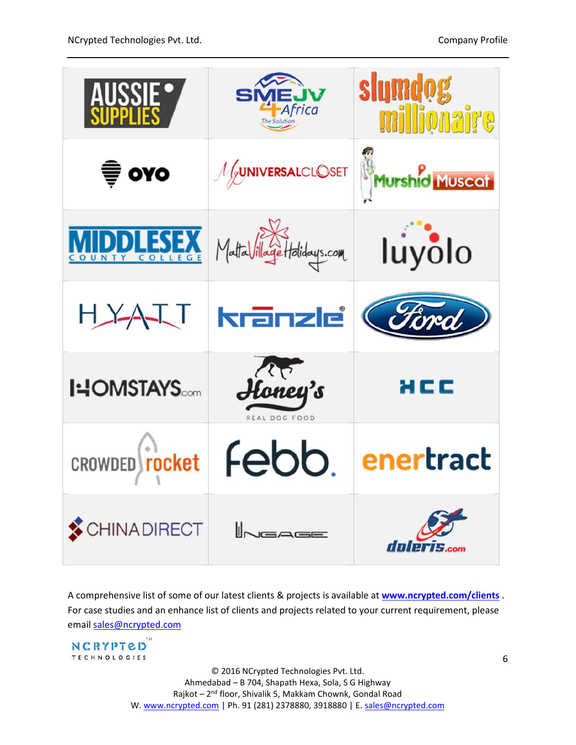A comprehensive list of some of our latest clients & projects is available at **[www.ncrypted.com/clients](http://www.ncrypted.com/clients)** . For case studies and an enhance list of clients and projects related to your current requirement, please email [sales@ncrypted.com](mailto:sales@ncrypted.com)

© 2016 NCrypted Technologies Pvt. Ltd.
Ahmedabad – B 704, Shapath Hexa, Sola, S G Highway
Rajkot – 2nd floor, Shivalik 5, Makkam Chownk, Gondal Road
W. [www.ncrypted.com](http://www.ncrypted.com) | Ph. 91 (281) 2378880, 3918880 | E. [sales@ncrypted.com](mailto:sales@ncrypted.com)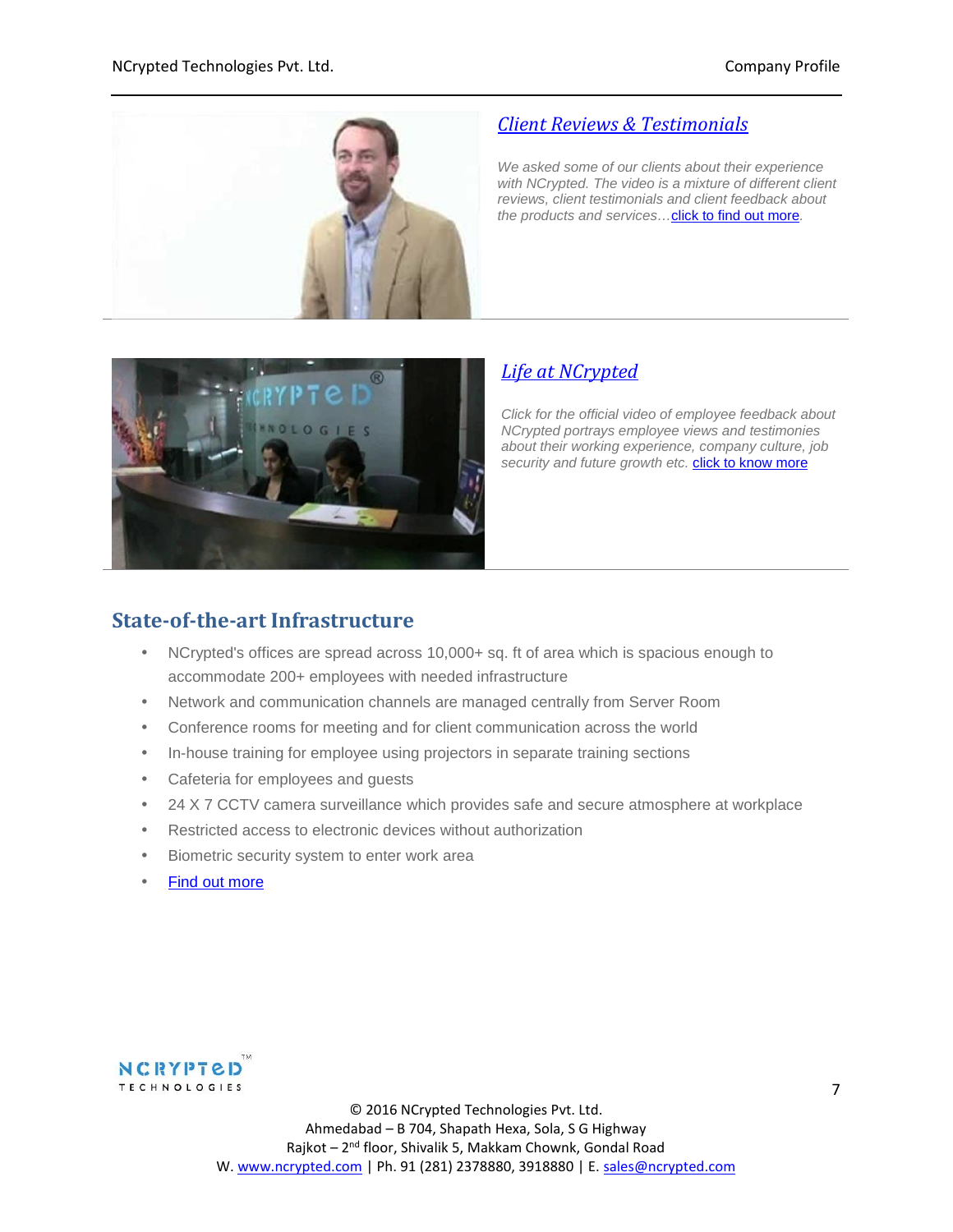## Client Reviews & Testimonials

*We asked some of our clients about their experience with NCrypted. The video is a mixture of different client reviews, client testimonials and client feedback about the products and services…*click to find out more.

## Life at NCrypted

*Click for the official video of employee feedback about NCrypted portrays employee views and testimonies about their working experience, company culture, job security and future growth etc.* click to know more

## State-of-the-art Infrastructure

- NCrypted's offices are spread across 10,000+ sq. ft of area which is spacious enough to accommodate 200+ employees with needed infrastructure
- Network and communication channels are managed centrally from Server Room
- Conference rooms for meeting and for client communication across the world
- In-house training for employee using projectors in separate training sections
- Cafeteria for employees and guests
- 24 X 7 CCTV camera surveillance which provides safe and secure atmosphere at workplace
- Restricted access to electronic devices without authorization
- Biometric security system to enter work area
- Find out more

© 2016 NCrypted Technologies Pvt. Ltd.
Ahmedabad – B 704, Shapath Hexa, Sola, S G Highway
Rajkot – 2nd floor, Shivalik 5, Makkam Chownk, Gondal Road
W. www.ncrypted.com | Ph. 91 (281) 2378880, 3918880 | E. sales@ncrypted.com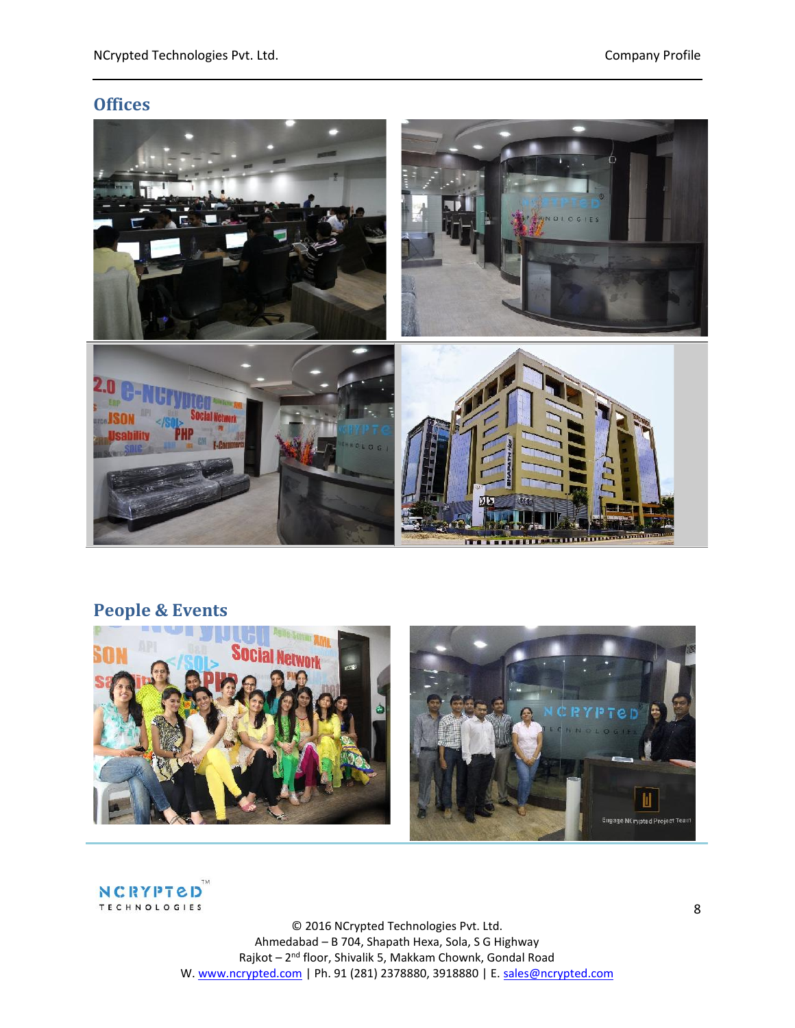## Offices

## People & Events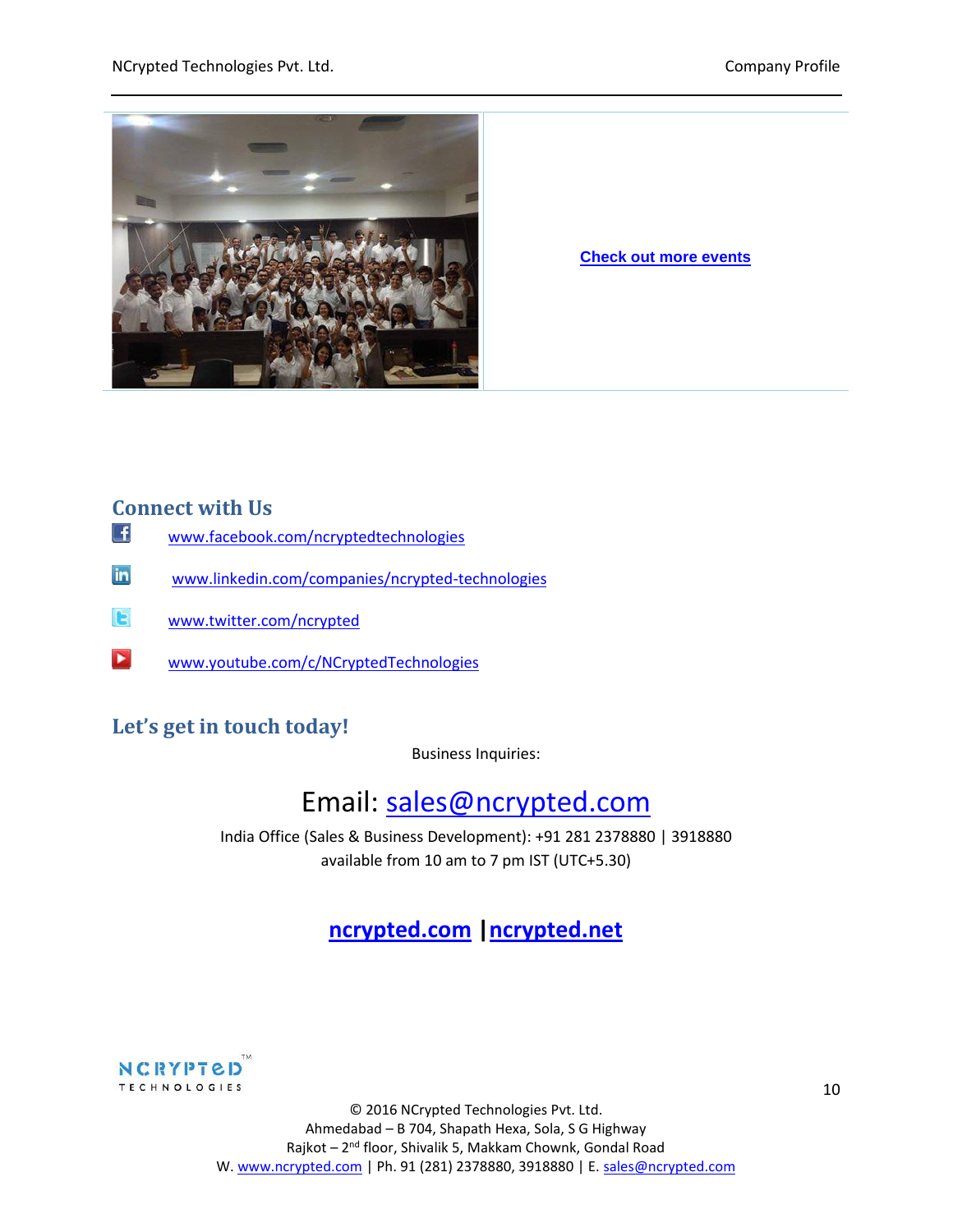Check out more events

## Connect with Us

www.facebook.com/ncryptedtechnologies

www.linkedin.com/companies/ncrypted-technologies

www.twitter.com/ncrypted

www.youtube.com/c/NCryptedTechnologies

## Let's get in touch today!

Business Inquiries:

Email: sales@ncrypted.com

India Office (Sales & Business Development): +91 281 2378880 | 3918880
available from 10 am to 7 pm IST (UTC+5.30)

**ncrypted.com | ncrypted.net**

© 2016 NCrypted Technologies Pvt. Ltd.
Ahmedabad – B 704, Shapath Hexa, Sola, S G Highway
Rajkot – 2nd floor, Shivalik 5, Makkam Chownk, Gondal Road
W. www.ncrypted.com | Ph. 91 (281) 2378880, 3918880 | E. sales@ncrypted.com